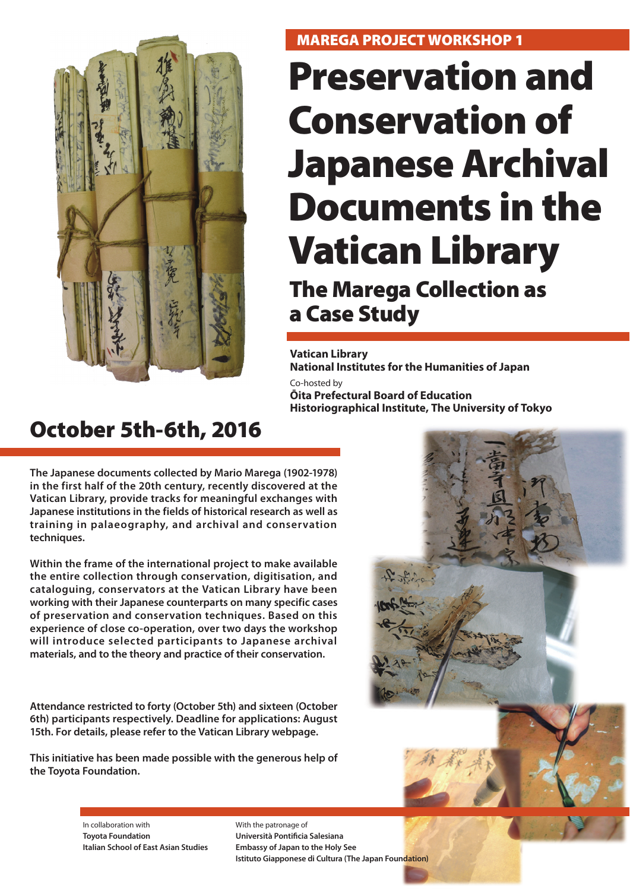MAREGA PROJECT WORKSHOP 1

# Preservation and Conservation of Japanese Archival Documents in the Vatican Library

## The Marega Collection as a Case Study

**Vatican Library**
**National Institutes for the Humanities of Japan**

Co-hosted by
**Ōita Prefectural Board of Education**
**Historiographical Institute, The University of Tokyo**

## October 5th-6th, 2016

**The Japanese documents collected by Mario Marega (1902-1978) in the first half of the 20th century, recently discovered at the Vatican Library, provide tracks for meaningful exchanges with Japanese institutions in the fields of historical research as well as training in palaeography, and archival and conservation techniques.**

**Within the frame of the international project to make available the entire collection through conservation, digitisation, and cataloguing, conservators at the Vatican Library have been working with their Japanese counterparts on many specific cases of preservation and conservation techniques. Based on this experience of close co-operation, over two days the workshop will introduce selected participants to Japanese archival materials, and to the theory and practice of their conservation.**

**Attendance restricted to forty (October 5th) and sixteen (October 6th) participants respectively. Deadline for applications: August 15th. For details, please refer to the Vatican Library webpage.**

**This initiative has been made possible with the generous help of the Toyota Foundation.**

In collaboration with
**Toyota Foundation**
**Italian School of East Asian Studies**

With the patronage of
**Università Pontificia Salesiana**
**Embassy of Japan to the Holy See**
**Istituto Giapponese di Cultura (The Japan Foundation)**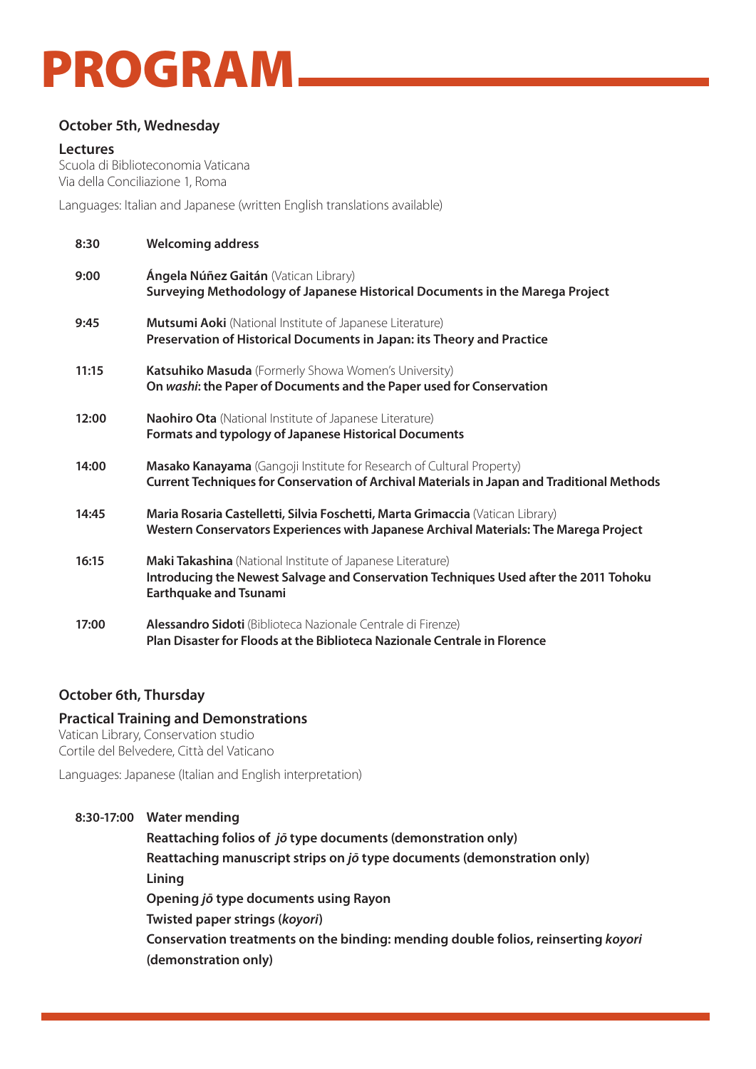# PROGRAM

### October 5th, Wednesday

**Lectures**
Scuola di Biblioteconomia Vaticana
Via della Conciliazione 1, Roma

Languages: Italian and Japanese (written English translations available)

| | |
|---|---|
| **8:30** | **Welcoming address** |
| **9:00** | **Ángela Núñez Gaitán** (Vatican Library)<br>**Surveying Methodology of Japanese Historical Documents in the Marega Project** |
| **9:45** | **Mutsumi Aoki** (National Institute of Japanese Literature)<br>**Preservation of Historical Documents in Japan: its Theory and Practice** |
| **11:15** | **Katsuhiko Masuda** (Formerly Showa Women's University)<br>**On *washi*: the Paper of Documents and the Paper used for Conservation** |
| **12:00** | **Naohiro Ota** (National Institute of Japanese Literature)<br>**Formats and typology of Japanese Historical Documents** |
| **14:00** | **Masako Kanayama** (Gangoji Institute for Research of Cultural Property)<br>**Current Techniques for Conservation of Archival Materials in Japan and Traditional Methods** |
| **14:45** | **Maria Rosaria Castelletti, Silvia Foschetti, Marta Grimaccia** (Vatican Library)<br>**Western Conservators Experiences with Japanese Archival Materials: The Marega Project** |
| **16:15** | **Maki Takashina** (National Institute of Japanese Literature)<br>**Introducing the Newest Salvage and Conservation Techniques Used after the 2011 Tohoku Earthquake and Tsunami** |
| **17:00** | **Alessandro Sidoti** (Biblioteca Nazionale Centrale di Firenze)<br>**Plan Disaster for Floods at the Biblioteca Nazionale Centrale in Florence** |

### October 6th, Thursday

**Practical Training and Demonstrations**
Vatican Library, Conservation studio
Cortile del Belvedere, Città del Vaticano

Languages: Japanese (Italian and English interpretation)

**8:30-17:00**

- **Water mending**
- **Reattaching folios of *jō* type documents (demonstration only)**
- **Reattaching manuscript strips on *jō* type documents (demonstration only)**
- **Lining**
- **Opening *jō* type documents using Rayon**
- **Twisted paper strings (*koyori*)**
- **Conservation treatments on the binding: mending double folios, reinserting *koyori* (demonstration only)**